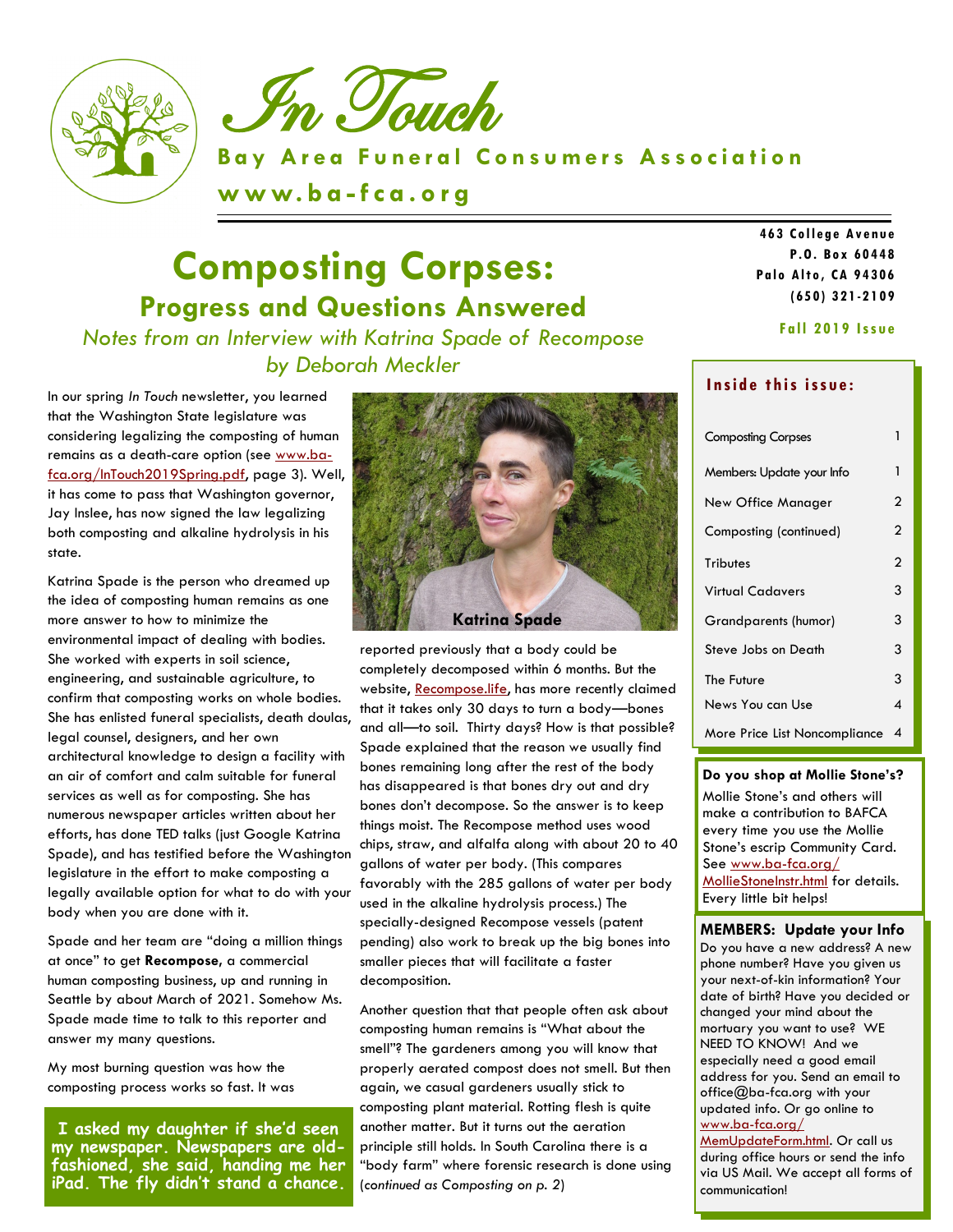# In Touch

**Bay Area Funeral Consumers Association**

**www.ba-fca.org**

463 College Avenue
P.O. Box 60448
Palo Alto, CA 94306
(650) 321-2109

**Fall 2019 Issue**

## Composting Corpses:
### Progress and Questions Answered

*Notes from an Interview with Katrina Spade of Recompose*
*by Deborah Meckler*

In our spring *In Touch* newsletter, you learned that the Washington State legislature was considering legalizing the composting of human remains as a death-care option (see www.ba-fca.org/InTouch2019Spring.pdf, page 3). Well, it has come to pass that Washington governor, Jay Inslee, has now signed the law legalizing both composting and alkaline hydrolysis in his state.

Katrina Spade is the person who dreamed up the idea of composting human remains as one more answer to how to minimize the environmental impact of dealing with bodies. She worked with experts in soil science, engineering, and sustainable agriculture, to confirm that composting works on whole bodies. She has enlisted funeral specialists, death doulas, legal counsel, designers, and her own architectural knowledge to design a facility with an air of comfort and calm suitable for funeral services as well as for composting. She has numerous newspaper articles written about her efforts, has done TED talks (just Google Katrina Spade), and has testified before the Washington legislature in the effort to make composting a legally available option for what to do with your body when you are done with it.

Spade and her team are "doing a million things at once" to get **Recompose**, a commercial human composting business, up and running in Seattle by about March of 2021. Somehow Ms. Spade made time to talk to this reporter and answer my many questions.

My most burning question was how the composting process works so fast. It was reported previously that a body could be completely decomposed within 6 months. But the website, Recompose.life, has more recently claimed that it takes only 30 days to turn a body—bones and all—to soil. Thirty days? How is that possible? Spade explained that the reason we usually find bones remaining long after the rest of the body has disappeared is that bones dry out and dry bones don't decompose. So the answer is to keep things moist. The Recompose method uses wood chips, straw, and alfalfa along with about 20 to 40 gallons of water per body. (This compares favorably with the 285 gallons of water per body used in the alkaline hydrolysis process.) The specially-designed Recompose vessels (patent pending) also work to break up the big bones into smaller pieces that will facilitate a faster decomposition.

Another question that that people often ask about composting human remains is "What about the smell"? The gardeners among you will know that properly aerated compost does not smell. But then again, we casual gardeners usually stick to composting plant material. Rotting flesh is quite another matter. But it turns out the aeration principle still holds. In South Carolina there is a "body farm" where forensic research is done using (*continued as Composting on p. 2*)

Katrina Spade

**I asked my daughter if she'd seen my newspaper. Newspapers are old-fashioned, she said, handing me her iPad. The fly didn't stand a chance.**

**Inside this issue:**

| | |
|---|---|
| Composting Corpses | 1 |
| Members: Update your Info | 1 |
| New Office Manager | 2 |
| Composting (continued) | 2 |
| Tributes | 2 |
| Virtual Cadavers | 3 |
| Grandparents (humor) | 3 |
| Steve Jobs on Death | 3 |
| The Future | 3 |
| News You can Use | 4 |
| More Price List Noncompliance | 4 |

**Do you shop at Mollie Stone's?**
Mollie Stone's and others will make a contribution to BAFCA every time you use the Mollie Stone's escrip Community Card. See www.ba-fca.org/MollieStoneInstr.html for details. Every little bit helps!

**MEMBERS: Update your Info**
Do you have a new address? A new phone number? Have you given us your next-of-kin information? Your date of birth? Have you decided or changed your mind about the mortuary you want to use? WE NEED TO KNOW! And we especially need a good email address for you. Send an email to office@ba-fca.org with your updated info. Or go online to www.ba-fca.org/MemUpdateForm.html. Or call us during office hours or send the info via US Mail. We accept all forms of communication!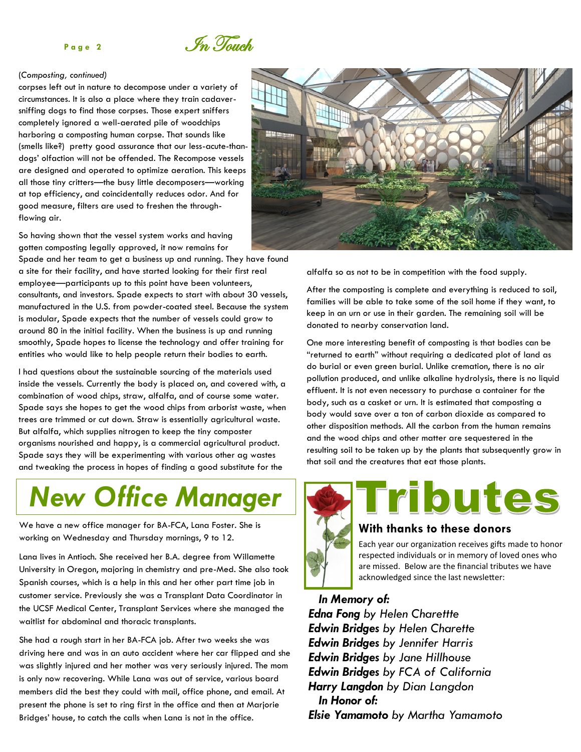*(Composting, continued)*

corpses left out in nature to decompose under a variety of circumstances. It is also a place where they train cadaver-sniffing dogs to find those corpses. Those expert sniffers completely ignored a well-aerated pile of woodchips harboring a composting human corpse. That sounds like (smells like?) pretty good assurance that our less-acute-than-dogs' olfaction will not be offended. The Recompose vessels are designed and operated to optimize aeration. This keeps all those tiny critters—the busy little decomposers—working at top efficiency, and coincidentally reduces odor. And for good measure, filters are used to freshen the through-flowing air.

So having shown that the vessel system works and having gotten composting legally approved, it now remains for Spade and her team to get a business up and running. They have found a site for their facility, and have started looking for their first real employee—participants up to this point have been volunteers, consultants, and investors. Spade expects to start with about 30 vessels, manufactured in the U.S. from powder-coated steel. Because the system is modular, Spade expects that the number of vessels could grow to around 80 in the initial facility. When the business is up and running smoothly, Spade hopes to license the technology and offer training for entities who would like to help people return their bodies to earth.

I had questions about the sustainable sourcing of the materials used inside the vessels. Currently the body is placed on, and covered with, a combination of wood chips, straw, alfalfa, and of course some water. Spade says she hopes to get the wood chips from arborist waste, when trees are trimmed or cut down. Straw is essentially agricultural waste. But alfalfa, which supplies nitrogen to keep the tiny composter organisms nourished and happy, is a commercial agricultural product. Spade says they will be experimenting with various other ag wastes and tweaking the process in hopes of finding a good substitute for the alfalfa so as not to be in competition with the food supply.

After the composting is complete and everything is reduced to soil, families will be able to take some of the soil home if they want, to keep in an urn or use in their garden. The remaining soil will be donated to nearby conservation land.

One more interesting benefit of composting is that bodies can be "returned to earth" without requiring a dedicated plot of land as do burial or even green burial. Unlike cremation, there is no air pollution produced, and unlike alkaline hydrolysis, there is no liquid effluent. It is not even necessary to purchase a container for the body, such as a casket or urn. It is estimated that composting a body would save over a ton of carbon dioxide as compared to other disposition methods. All the carbon from the human remains and the wood chips and other matter are sequestered in the resulting soil to be taken up by the plants that subsequently grow in that soil and the creatures that eat those plants.

# New Office Manager

We have a new office manager for BA-FCA, Lana Foster. She is working on Wednesday and Thursday mornings, 9 to 12.

Lana lives in Antioch. She received her B.A. degree from Willamette University in Oregon, majoring in chemistry and pre-Med. She also took Spanish courses, which is a help in this and her other part time job in customer service. Previously she was a Transplant Data Coordinator in the UCSF Medical Center, Transplant Services where she managed the waitlist for abdominal and thoracic transplants.

She had a rough start in her BA-FCA job. After two weeks she was driving here and was in an auto accident where her car flipped and she was slightly injured and her mother was very seriously injured. The mom is only now recovering. While Lana was out of service, various board members did the best they could with mail, office phone, and email. At present the phone is set to ring first in the office and then at Marjorie Bridges' house, to catch the calls when Lana is not in the office.

# Tributes

## With thanks to these donors

Each year our organization receives gifts made to honor respected individuals or in memory of loved ones who are missed. Below are the financial tributes we have acknowledged since the last newsletter:

***In Memory of:***

***Edna Fong*** *by Helen Charettte*
***Edwin Bridges*** *by Helen Charette*
***Edwin Bridges*** *by Jennifer Harris*
***Edwin Bridges*** *by Jane Hillhouse*
***Edwin Bridges*** *by FCA of California*
***Harry Langdon*** *by Dian Langdon*

***In Honor of:***

***Elsie Yamamoto*** *by Martha Yamamoto*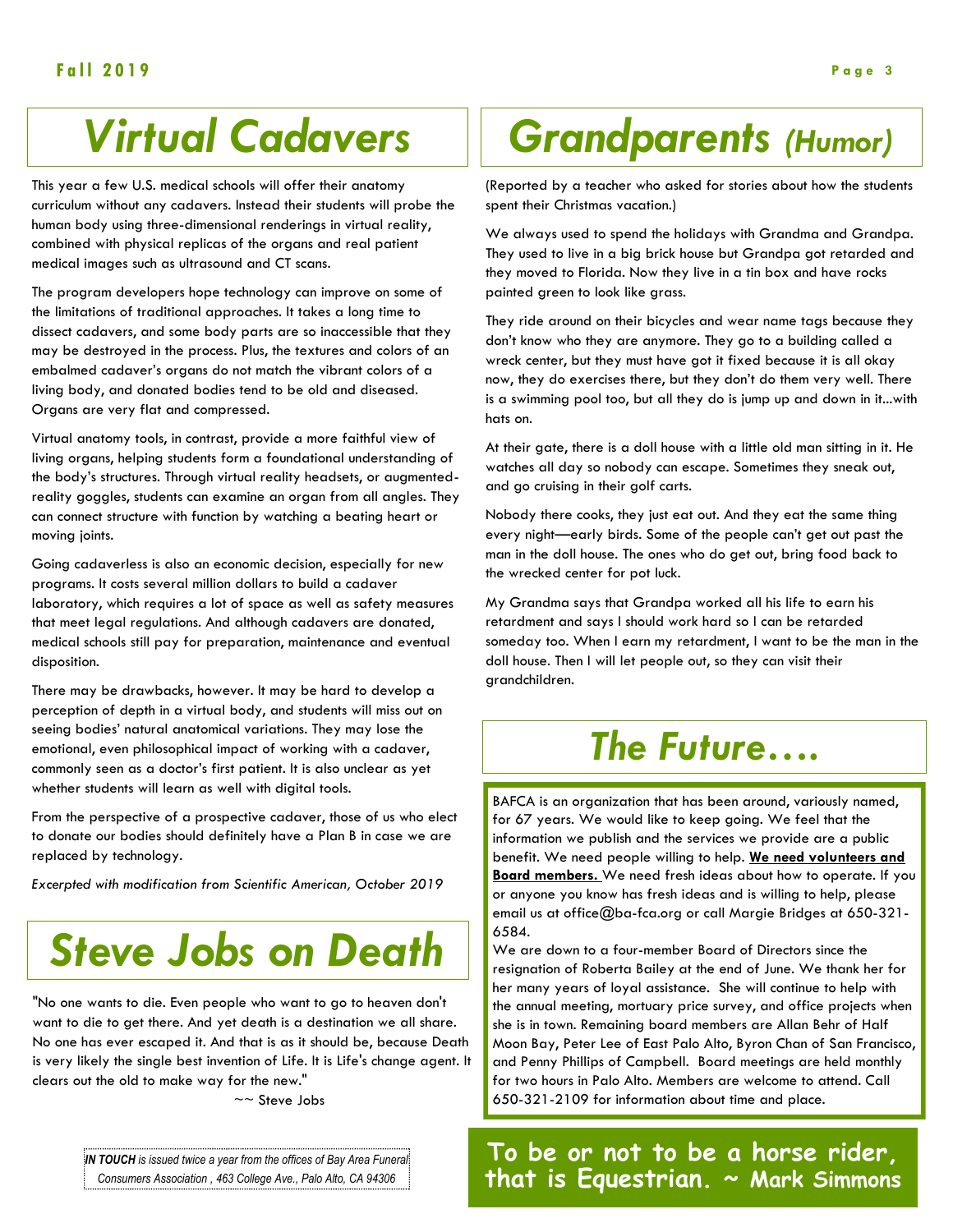# Virtual Cadavers

This year a few U.S. medical schools will offer their anatomy curriculum without any cadavers. Instead their students will probe the human body using three-dimensional renderings in virtual reality, combined with physical replicas of the organs and real patient medical images such as ultrasound and CT scans.

The program developers hope technology can improve on some of the limitations of traditional approaches. It takes a long time to dissect cadavers, and some body parts are so inaccessible that they may be destroyed in the process. Plus, the textures and colors of an embalmed cadaver's organs do not match the vibrant colors of a living body, and donated bodies tend to be old and diseased. Organs are very flat and compressed.

Virtual anatomy tools, in contrast, provide a more faithful view of living organs, helping students form a foundational understanding of the body's structures. Through virtual reality headsets, or augmented-reality goggles, students can examine an organ from all angles. They can connect structure with function by watching a beating heart or moving joints.

Going cadaverless is also an economic decision, especially for new programs. It costs several million dollars to build a cadaver laboratory, which requires a lot of space as well as safety measures that meet legal regulations. And although cadavers are donated, medical schools still pay for preparation, maintenance and eventual disposition.

There may be drawbacks, however. It may be hard to develop a perception of depth in a virtual body, and students will miss out on seeing bodies' natural anatomical variations. They may lose the emotional, even philosophical impact of working with a cadaver, commonly seen as a doctor's first patient. It is also unclear as yet whether students will learn as well with digital tools.

From the perspective of a prospective cadaver, those of us who elect to donate our bodies should definitely have a Plan B in case we are replaced by technology.

*Excerpted with modification from Scientific American, October 2019*

# Steve Jobs on Death

"No one wants to die. Even people who want to go to heaven don't want to die to get there. And yet death is a destination we all share. No one has ever escaped it. And that is as it should be, because Death is very likely the single best invention of Life. It is Life's change agent. It clears out the old to make way for the new."

~~ Steve Jobs

***IN TOUCH*** *is issued twice a year from the offices of Bay Area Funeral Consumers Association , 463 College Ave., Palo Alto, CA 94306*

# Grandparents *(Humor)*

(Reported by a teacher who asked for stories about how the students spent their Christmas vacation.)

We always used to spend the holidays with Grandma and Grandpa. They used to live in a big brick house but Grandpa got retarded and they moved to Florida. Now they live in a tin box and have rocks painted green to look like grass.

They ride around on their bicycles and wear name tags because they don't know who they are anymore. They go to a building called a wreck center, but they must have got it fixed because it is all okay now, they do exercises there, but they don't do them very well. There is a swimming pool too, but all they do is jump up and down in it...with hats on.

At their gate, there is a doll house with a little old man sitting in it. He watches all day so nobody can escape. Sometimes they sneak out, and go cruising in their golf carts.

Nobody there cooks, they just eat out. And they eat the same thing every night—early birds. Some of the people can't get out past the man in the doll house. The ones who do get out, bring food back to the wrecked center for pot luck.

My Grandma says that Grandpa worked all his life to earn his retardment and says I should work hard so I can be retarded someday too. When I earn my retardment, I want to be the man in the doll house. Then I will let people out, so they can visit their grandchildren.

# The Future….

BAFCA is an organization that has been around, variously named, for 67 years. We would like to keep going. We feel that the information we publish and the services we provide are a public benefit. We need people willing to help. **We need volunteers and Board members.** We need fresh ideas about how to operate. If you or anyone you know has fresh ideas and is willing to help, please email us at office@ba-fca.org or call Margie Bridges at 650-321-6584.

We are down to a four-member Board of Directors since the resignation of Roberta Bailey at the end of June. We thank her for her many years of loyal assistance. She will continue to help with the annual meeting, mortuary price survey, and office projects when she is in town. Remaining board members are Allan Behr of Half Moon Bay, Peter Lee of East Palo Alto, Byron Chan of San Francisco, and Penny Phillips of Campbell. Board meetings are held monthly for two hours in Palo Alto. Members are welcome to attend. Call 650-321-2109 for information about time and place.

**To be or not to be a horse rider, that is Equestrian. ~ Mark Simmons**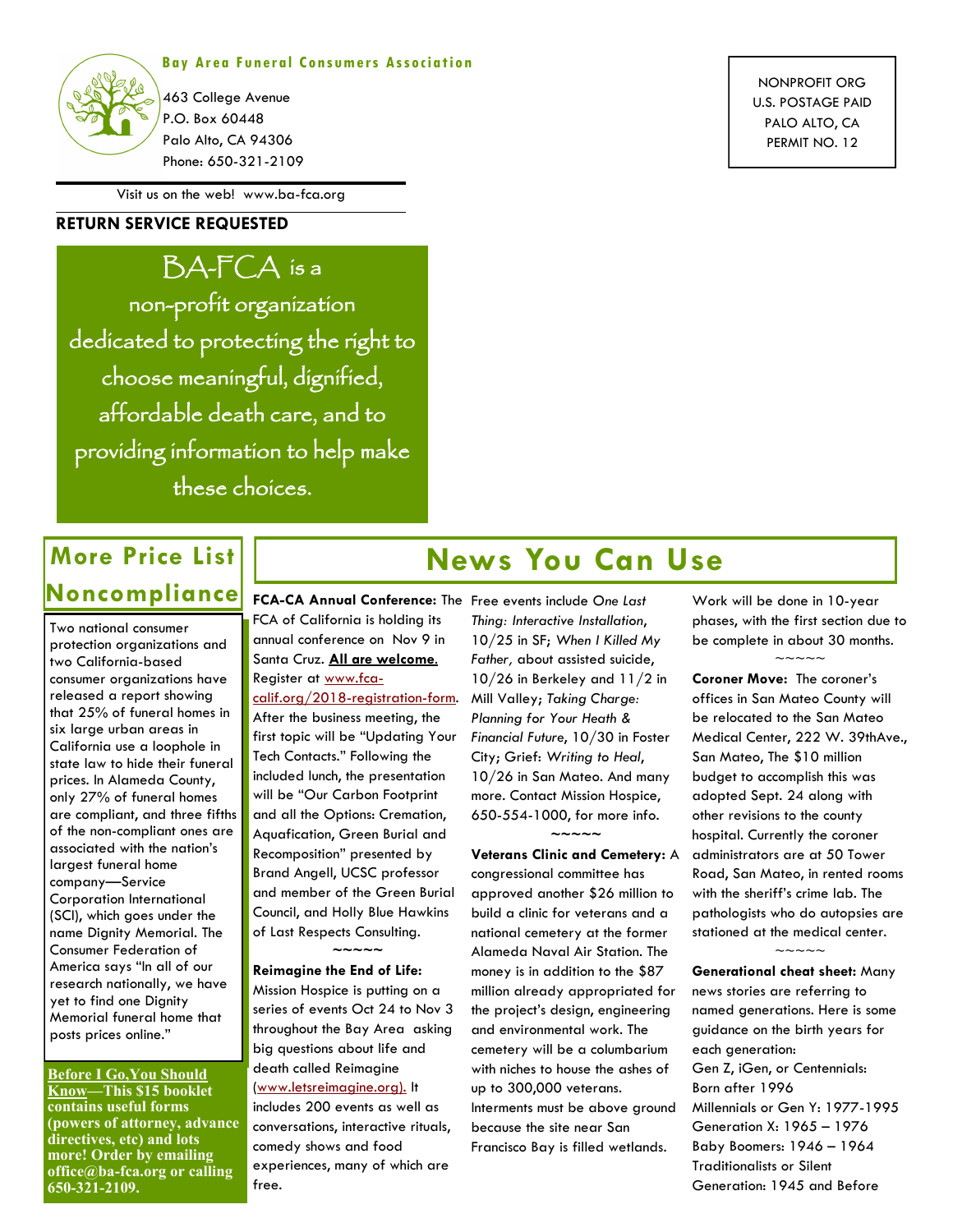**Bay Area Funeral Consumers Association**

463 College Avenue
P.O. Box 60448
Palo Alto, CA 94306
Phone: 650-321-2109

Visit us on the web! www.ba-fca.org

**RETURN SERVICE REQUESTED**

NONPROFIT ORG
U.S. POSTAGE PAID
PALO ALTO, CA
PERMIT NO. 12

BA-FCA is a non-profit organization dedicated to protecting the right to choose meaningful, dignified, affordable death care, and to providing information to help make these choices.

## More Price List Noncompliance

Two national consumer protection organizations and two California-based consumer organizations have released a report showing that 25% of funeral homes in six large urban areas in California use a loophole in state law to hide their funeral prices. In Alameda County, only 27% of funeral homes are compliant, and three fifths of the non-compliant ones are associated with the nation's largest funeral home company—Service Corporation International (SCI), which goes under the name Dignity Memorial. The Consumer Federation of America says "In all of our research nationally, we have yet to find one Dignity Memorial funeral home that posts prices online."

**Before I Go,You Should Know—This $15 booklet contains useful forms (powers of attorney, advance directives, etc) and lots more! Order by emailing office@ba-fca.org or calling 650-321-2109.**

## News You Can Use

**FCA-CA Annual Conference:** The FCA of California is holding its annual conference on Nov 9 in Santa Cruz. **All are welcome.** Register at www.fca-calif.org/2018-registration-form. After the business meeting, the first topic will be "Updating Your Tech Contacts." Following the included lunch, the presentation will be "Our Carbon Footprint and all the Options: Cremation, Aquafication, Green Burial and Recomposition" presented by Brand Angell, UCSC professor and member of the Green Burial Council, and Holly Blue Hawkins of Last Respects Consulting.

~~~~~

**Reimagine the End of Life:** Mission Hospice is putting on a series of events Oct 24 to Nov 3 throughout the Bay Area asking big questions about life and death called Reimagine (www.letsreimagine.org). It includes 200 events as well as conversations, interactive rituals, comedy shows and food experiences, many of which are free. Free events include *One Last Thing: Interactive Installation*, 10/25 in SF; *When I Killed My Father,* about assisted suicide, 10/26 in Berkeley and 11/2 in Mill Valley; *Taking Charge: Planning for Your Heath & Financial Future*, 10/30 in Foster City; Grief: *Writing to Heal*, 10/26 in San Mateo. And many more. Contact Mission Hospice, 650-554-1000, for more info.

~~~~~

**Veterans Clinic and Cemetery:** A congressional committee has approved another $26 million to build a clinic for veterans and a national cemetery at the former Alameda Naval Air Station. The money is in addition to the $87 million already appropriated for the project's design, engineering and environmental work. The cemetery will be a columbarium with niches to house the ashes of up to 300,000 veterans. Interments must be above ground because the site near San Francisco Bay is filled wetlands. Work will be done in 10-year phases, with the first section due to be complete in about 30 months.

~~~~~

**Coroner Move:** The coroner's offices in San Mateo County will be relocated to the San Mateo Medical Center, 222 W. 39thAve., San Mateo, The $10 million budget to accomplish this was adopted Sept. 24 along with other revisions to the county hospital. Currently the coroner administrators are at 50 Tower Road, San Mateo, in rented rooms with the sheriff's crime lab. The pathologists who do autopsies are stationed at the medical center.

~~~~~

**Generational cheat sheet:** Many news stories are referring to named generations. Here is some guidance on the birth years for each generation:

Gen Z, iGen, or Centennials: Born after 1996
Millennials or Gen Y: 1977-1995
Generation X: 1965 – 1976
Baby Boomers: 1946 – 1964
Traditionalists or Silent Generation: 1945 and Before